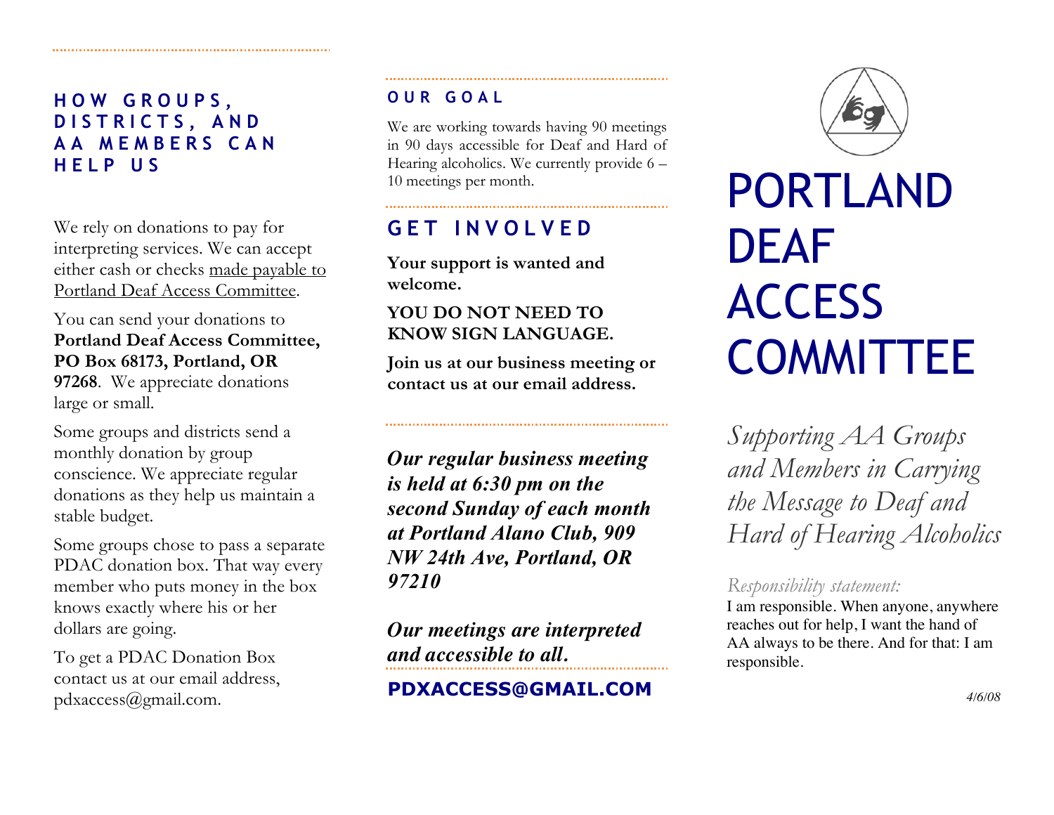## HOW GROUPS, DISTRICTS, AND AA MEMBERS CAN HELP US

We rely on donations to pay for interpreting services. We can accept either cash or checks made payable to Portland Deaf Access Committee.

You can send your donations to **Portland Deaf Access Committee, PO Box 68173, Portland, OR 97268**. We appreciate donations large or small.

Some groups and districts send a monthly donation by group conscience. We appreciate regular donations as they help us maintain a stable budget.

Some groups chose to pass a separate PDAC donation box. That way every member who puts money in the box knows exactly where his or her dollars are going.

To get a PDAC Donation Box contact us at our email address, pdxaccess@gmail.com.

## OUR GOAL

We are working towards having 90 meetings in 90 days accessible for Deaf and Hard of Hearing alcoholics. We currently provide 6 – 10 meetings per month.

## GET INVOLVED

**Your support is wanted and welcome.**

**YOU DO NOT NEED TO KNOW SIGN LANGUAGE.**

**Join us at our business meeting or contact us at our email address.**

***Our regular business meeting is held at 6:30 pm on the second Sunday of each month at Portland Alano Club, 909 NW 24th Ave, Portland, OR 97210***

***Our meetings are interpreted and accessible to all.***

**PDXACCESS@GMAIL.COM**

# PORTLAND DEAF ACCESS COMMITTEE

*Supporting AA Groups and Members in Carrying the Message to Deaf and Hard of Hearing Alcoholics*

*Responsibility statement:*

I am responsible. When anyone, anywhere reaches out for help, I want the hand of AA always to be there. And for that: I am responsible.

*4/6/08*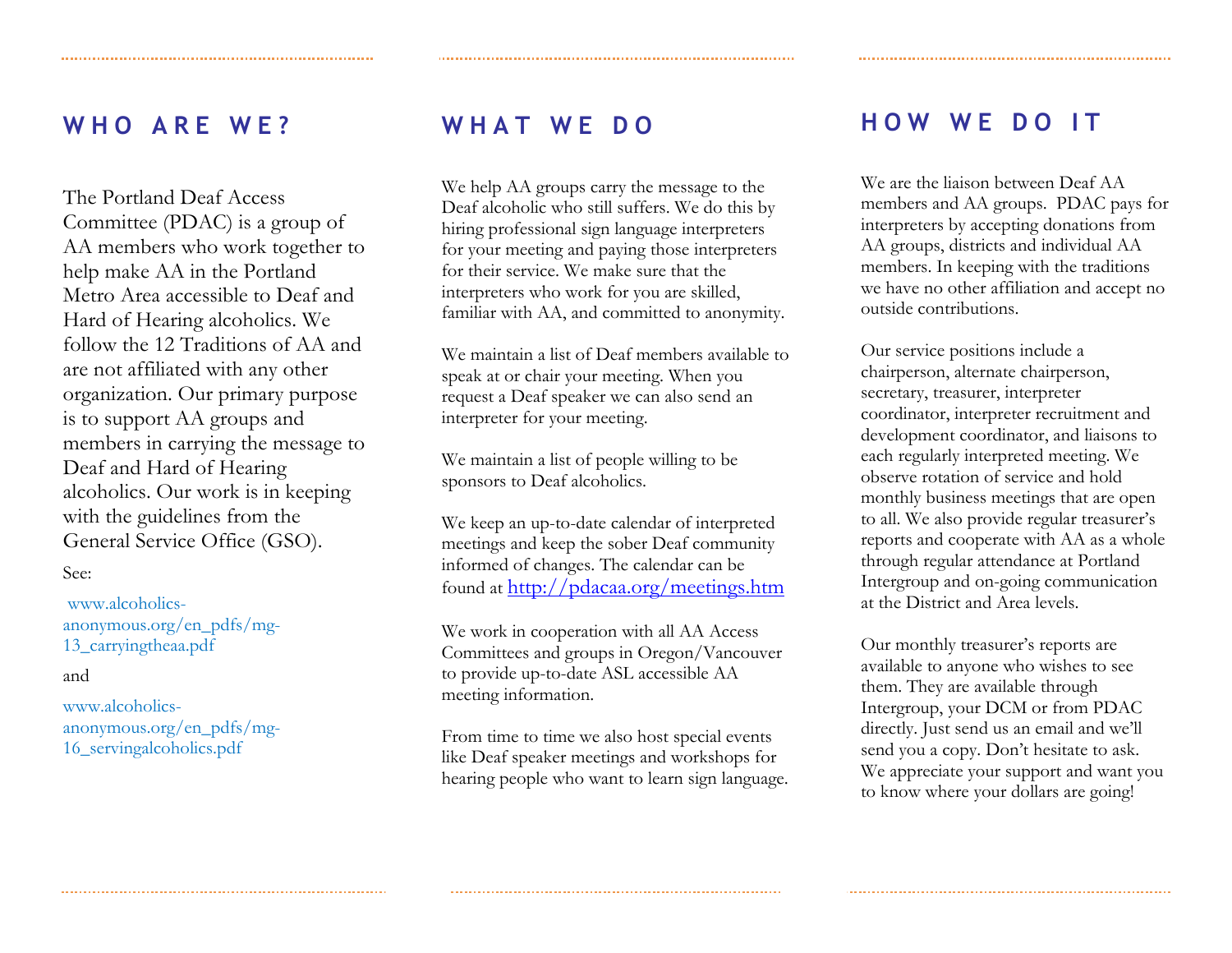## WHO ARE WE?

The Portland Deaf Access Committee (PDAC) is a group of AA members who work together to help make AA in the Portland Metro Area accessible to Deaf and Hard of Hearing alcoholics. We follow the 12 Traditions of AA and are not affiliated with any other organization. Our primary purpose is to support AA groups and members in carrying the message to Deaf and Hard of Hearing alcoholics. Our work is in keeping with the guidelines from the General Service Office (GSO).

See:

www.alcoholics-anonymous.org/en_pdfs/mg-13_carryingtheaa.pdf

and

www.alcoholics-anonymous.org/en_pdfs/mg-16_servingalcoholics.pdf

## WHAT WE DO

We help AA groups carry the message to the Deaf alcoholic who still suffers. We do this by hiring professional sign language interpreters for your meeting and paying those interpreters for their service. We make sure that the interpreters who work for you are skilled, familiar with AA, and committed to anonymity.

We maintain a list of Deaf members available to speak at or chair your meeting. When you request a Deaf speaker we can also send an interpreter for your meeting.

We maintain a list of people willing to be sponsors to Deaf alcoholics.

We keep an up-to-date calendar of interpreted meetings and keep the sober Deaf community informed of changes. The calendar can be found at http://pdacaa.org/meetings.htm

We work in cooperation with all AA Access Committees and groups in Oregon/Vancouver to provide up-to-date ASL accessible AA meeting information.

From time to time we also host special events like Deaf speaker meetings and workshops for hearing people who want to learn sign language.

## HOW WE DO IT

We are the liaison between Deaf AA members and AA groups. PDAC pays for interpreters by accepting donations from AA groups, districts and individual AA members. In keeping with the traditions we have no other affiliation and accept no outside contributions.

Our service positions include a chairperson, alternate chairperson, secretary, treasurer, interpreter coordinator, interpreter recruitment and development coordinator, and liaisons to each regularly interpreted meeting. We observe rotation of service and hold monthly business meetings that are open to all. We also provide regular treasurer's reports and cooperate with AA as a whole through regular attendance at Portland Intergroup and on-going communication at the District and Area levels.

Our monthly treasurer's reports are available to anyone who wishes to see them. They are available through Intergroup, your DCM or from PDAC directly. Just send us an email and we'll send you a copy. Don't hesitate to ask. We appreciate your support and want you to know where your dollars are going!